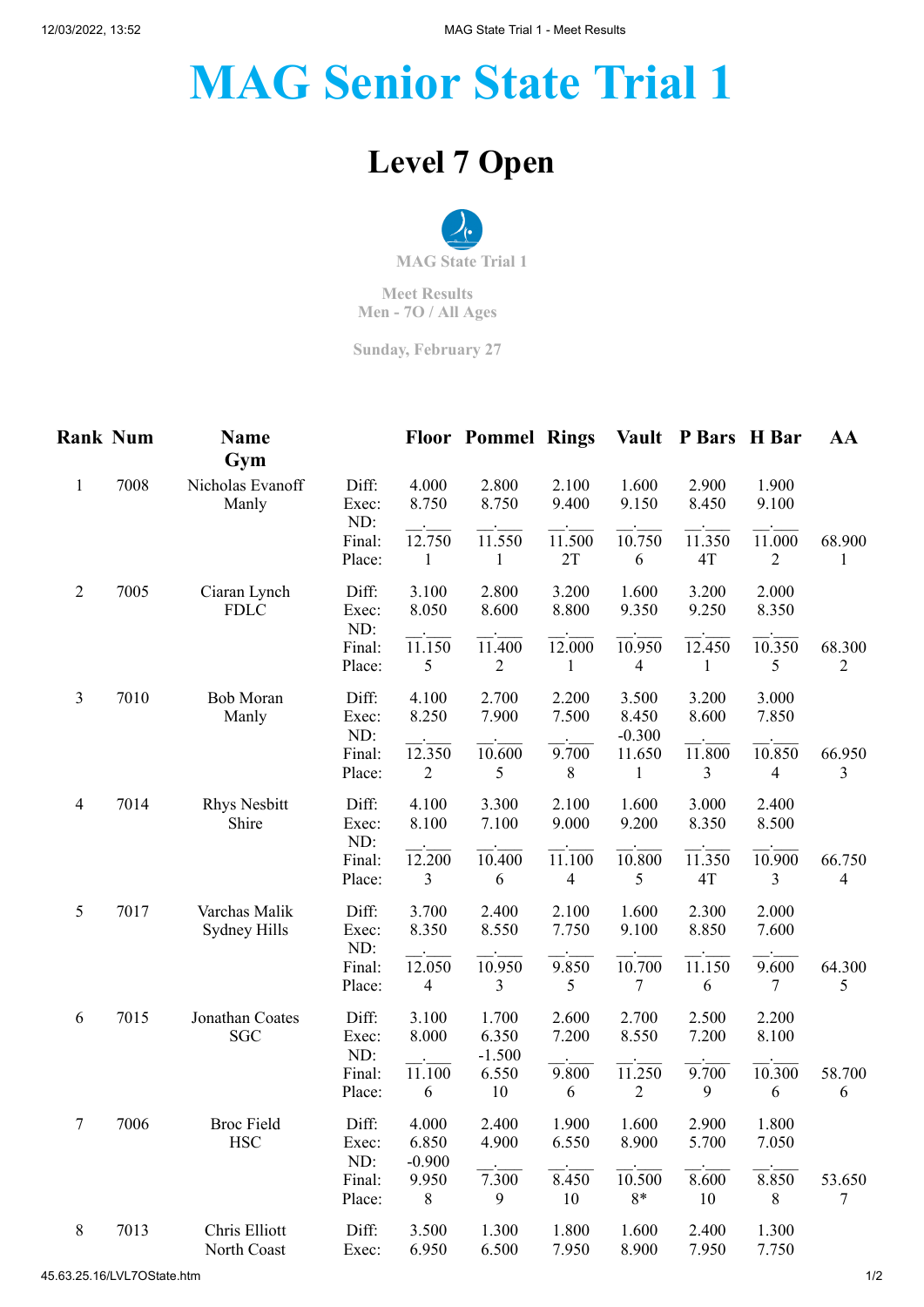# MAG Senior State Trial 1

## Level 7 Open

MAG State Trial 1

Meet Results
Men - 7O / All Ages

Sunday, February 27

| Rank | Num | Name Gym | | Floor | Pommel | Rings | Vault | P Bars | H Bar | AA |
|---|---|---|---|---|---|---|---|---|---|---|
| 1 | 7008 | Nicholas Evanoff Manly | Diff: | 4.000 | 2.800 | 2.100 | 1.600 | 2.900 | 1.900 | |
| | | | Exec: | 8.750 | 8.750 | 9.400 | 9.150 | 8.450 | 9.100 | |
| | | | ND: | __.___ | __.___ | __.___ | __.___ | __.___ | __.___ | |
| | | | Final: | 12.750 | 11.550 | 11.500 | 10.750 | 11.350 | 11.000 | 68.900 |
| | | | Place: | 1 | 1 | 2T | 6 | 4T | 2 | 1 |
| 2 | 7005 | Ciaran Lynch FDLC | Diff: | 3.100 | 2.800 | 3.200 | 1.600 | 3.200 | 2.000 | |
| | | | Exec: | 8.050 | 8.600 | 8.800 | 9.350 | 9.250 | 8.350 | |
| | | | ND: | __.___ | __.___ | __.___ | __.___ | __.___ | __.___ | |
| | | | Final: | 11.150 | 11.400 | 12.000 | 10.950 | 12.450 | 10.350 | 68.300 |
| | | | Place: | 5 | 2 | 1 | 4 | 1 | 5 | 2 |
| 3 | 7010 | Bob Moran Manly | Diff: | 4.100 | 2.700 | 2.200 | 3.500 | 3.200 | 3.000 | |
| | | | Exec: | 8.250 | 7.900 | 7.500 | 8.450 | 8.600 | 7.850 | |
| | | | ND: | __.___ | __.___ | __.___ | -0.300 | __.___ | __.___ | |
| | | | Final: | 12.350 | 10.600 | 9.700 | 11.650 | 11.800 | 10.850 | 66.950 |
| | | | Place: | 2 | 5 | 8 | 1 | 3 | 4 | 3 |
| 4 | 7014 | Rhys Nesbitt Shire | Diff: | 4.100 | 3.300 | 2.100 | 1.600 | 3.000 | 2.400 | |
| | | | Exec: | 8.100 | 7.100 | 9.000 | 9.200 | 8.350 | 8.500 | |
| | | | ND: | __.___ | __.___ | __.___ | __.___ | __.___ | __.___ | |
| | | | Final: | 12.200 | 10.400 | 11.100 | 10.800 | 11.350 | 10.900 | 66.750 |
| | | | Place: | 3 | 6 | 4 | 5 | 4T | 3 | 4 |
| 5 | 7017 | Varchas Malik Sydney Hills | Diff: | 3.700 | 2.400 | 2.100 | 1.600 | 2.300 | 2.000 | |
| | | | Exec: | 8.350 | 8.550 | 7.750 | 9.100 | 8.850 | 7.600 | |
| | | | ND: | __.___ | __.___ | __.___ | __.___ | __.___ | __.___ | |
| | | | Final: | 12.050 | 10.950 | 9.850 | 10.700 | 11.150 | 9.600 | 64.300 |
| | | | Place: | 4 | 3 | 5 | 7 | 6 | 7 | 5 |
| 6 | 7015 | Jonathan Coates SGC | Diff: | 3.100 | 1.700 | 2.600 | 2.700 | 2.500 | 2.200 | |
| | | | Exec: | 8.000 | 6.350 | 7.200 | 8.550 | 7.200 | 8.100 | |
| | | | ND: | __.___ | -1.500 | __.___ | __.___ | __.___ | __.___ | |
| | | | Final: | 11.100 | 6.550 | 9.800 | 11.250 | 9.700 | 10.300 | 58.700 |
| | | | Place: | 6 | 10 | 6 | 2 | 9 | 6 | 6 |
| 7 | 7006 | Broc Field HSC | Diff: | 4.000 | 2.400 | 1.900 | 1.600 | 2.900 | 1.800 | |
| | | | Exec: | 6.850 | 4.900 | 6.550 | 8.900 | 5.700 | 7.050 | |
| | | | ND: | -0.900 | __.___ | __.___ | __.___ | __.___ | __.___ | |
| | | | Final: | 9.950 | 7.300 | 8.450 | 10.500 | 8.600 | 8.850 | 53.650 |
| | | | Place: | 8 | 9 | 10 | 8* | 10 | 8 | 7 |
| 8 | 7013 | Chris Elliott North Coast | Diff: | 3.500 | 1.300 | 1.800 | 1.600 | 2.400 | 1.300 | |
| | | | Exec: | 6.950 | 6.500 | 7.950 | 8.900 | 7.950 | 7.750 | |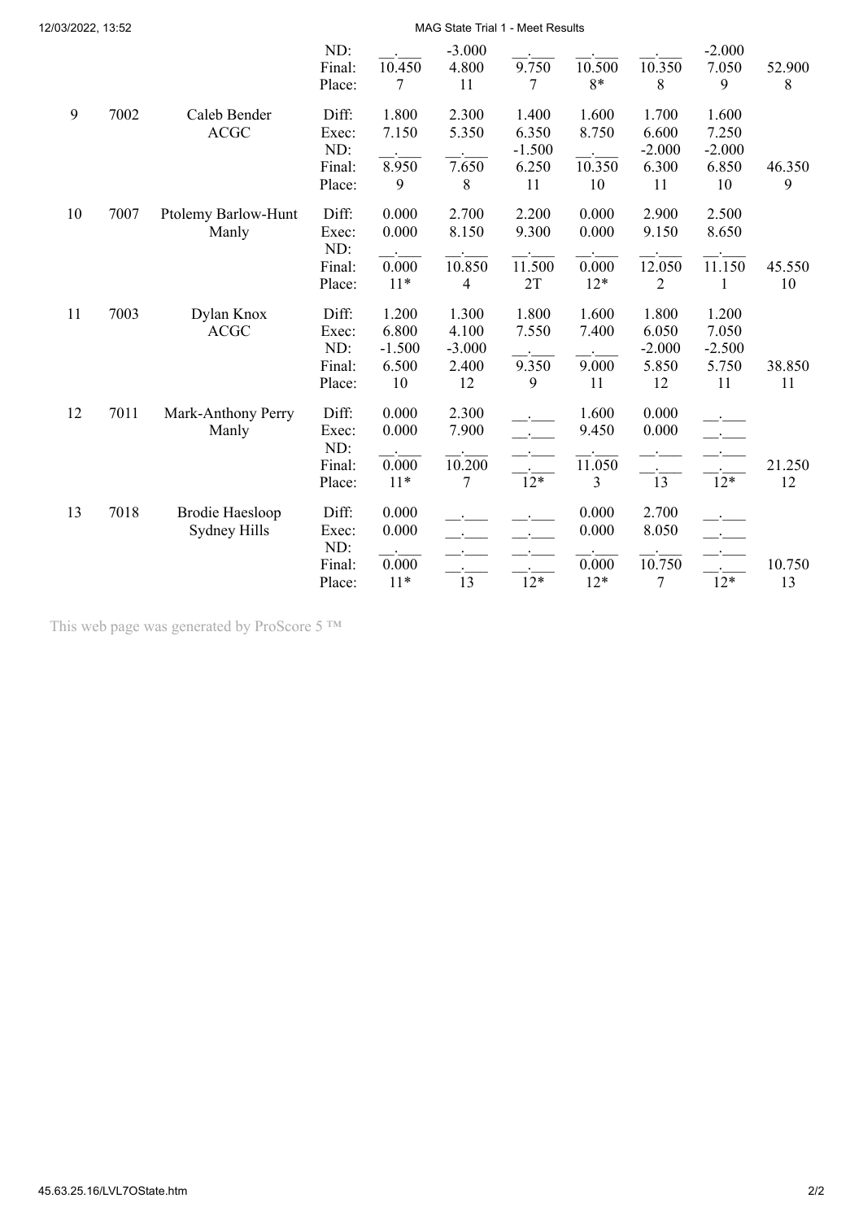| | | | | | | | | | | |
|---|---|---|---|---|---|---|---|---|---|---|
| | | | ND: | __.___ | -3.000 | __.___ | __.___ | __.___ | -2.000 | |
| | | | Final: | 10.450 | 4.800 | 9.750 | 10.500 | 10.350 | 7.050 | 52.900 |
| | | | Place: | 7 | 11 | 7 | 8* | 8 | 9 | 8 |
| 9 | 7002 | Caleb Bender ACGC | Diff: | 1.800 | 2.300 | 1.400 | 1.600 | 1.700 | 1.600 | |
| | | | Exec: | 7.150 | 5.350 | 6.350 | 8.750 | 6.600 | 7.250 | |
| | | | ND: | __.___ | __.___ | -1.500 | __.___ | -2.000 | -2.000 | |
| | | | Final: | 8.950 | 7.650 | 6.250 | 10.350 | 6.300 | 6.850 | 46.350 |
| | | | Place: | 9 | 8 | 11 | 10 | 11 | 10 | 9 |
| 10 | 7007 | Ptolemy Barlow-Hunt Manly | Diff: | 0.000 | 2.700 | 2.200 | 0.000 | 2.900 | 2.500 | |
| | | | Exec: | 0.000 | 8.150 | 9.300 | 0.000 | 9.150 | 8.650 | |
| | | | ND: | __.___ | __.___ | __.___ | __.___ | __.___ | __.___ | |
| | | | Final: | 0.000 | 10.850 | 11.500 | 0.000 | 12.050 | 11.150 | 45.550 |
| | | | Place: | 11* | 4 | 2T | 12* | 2 | 1 | 10 |
| 11 | 7003 | Dylan Knox ACGC | Diff: | 1.200 | 1.300 | 1.800 | 1.600 | 1.800 | 1.200 | |
| | | | Exec: | 6.800 | 4.100 | 7.550 | 7.400 | 6.050 | 7.050 | |
| | | | ND: | -1.500 | -3.000 | __.___ | __.___ | -2.000 | -2.500 | |
| | | | Final: | 6.500 | 2.400 | 9.350 | 9.000 | 5.850 | 5.750 | 38.850 |
| | | | Place: | 10 | 12 | 9 | 11 | 12 | 11 | 11 |
| 12 | 7011 | Mark-Anthony Perry Manly | Diff: | 0.000 | 2.300 | __.___ | 1.600 | 0.000 | __.___ | |
| | | | Exec: | 0.000 | 7.900 | __.___ | 9.450 | 0.000 | __.___ | |
| | | | ND: | __.___ | __.___ | __.___ | __.___ | __.___ | __.___ | |
| | | | Final: | 0.000 | 10.200 | __.___ | 11.050 | __.___ | __.___ | 21.250 |
| | | | Place: | 11* | 7 | 12* | 3 | 13 | 12* | 12 |
| 13 | 7018 | Brodie Haesloop Sydney Hills | Diff: | 0.000 | __.___ | __.___ | 0.000 | 2.700 | __.___ | |
| | | | Exec: | 0.000 | __.___ | __.___ | 0.000 | 8.050 | __.___ | |
| | | | ND: | __.___ | __.___ | __.___ | __.___ | __.___ | __.___ | |
| | | | Final: | 0.000 | __.___ | __.___ | 0.000 | 10.750 | __.___ | 10.750 |
| | | | Place: | 11* | 13 | 12* | 12* | 7 | 12* | 13 |

This web page was generated by ProScore 5 ™